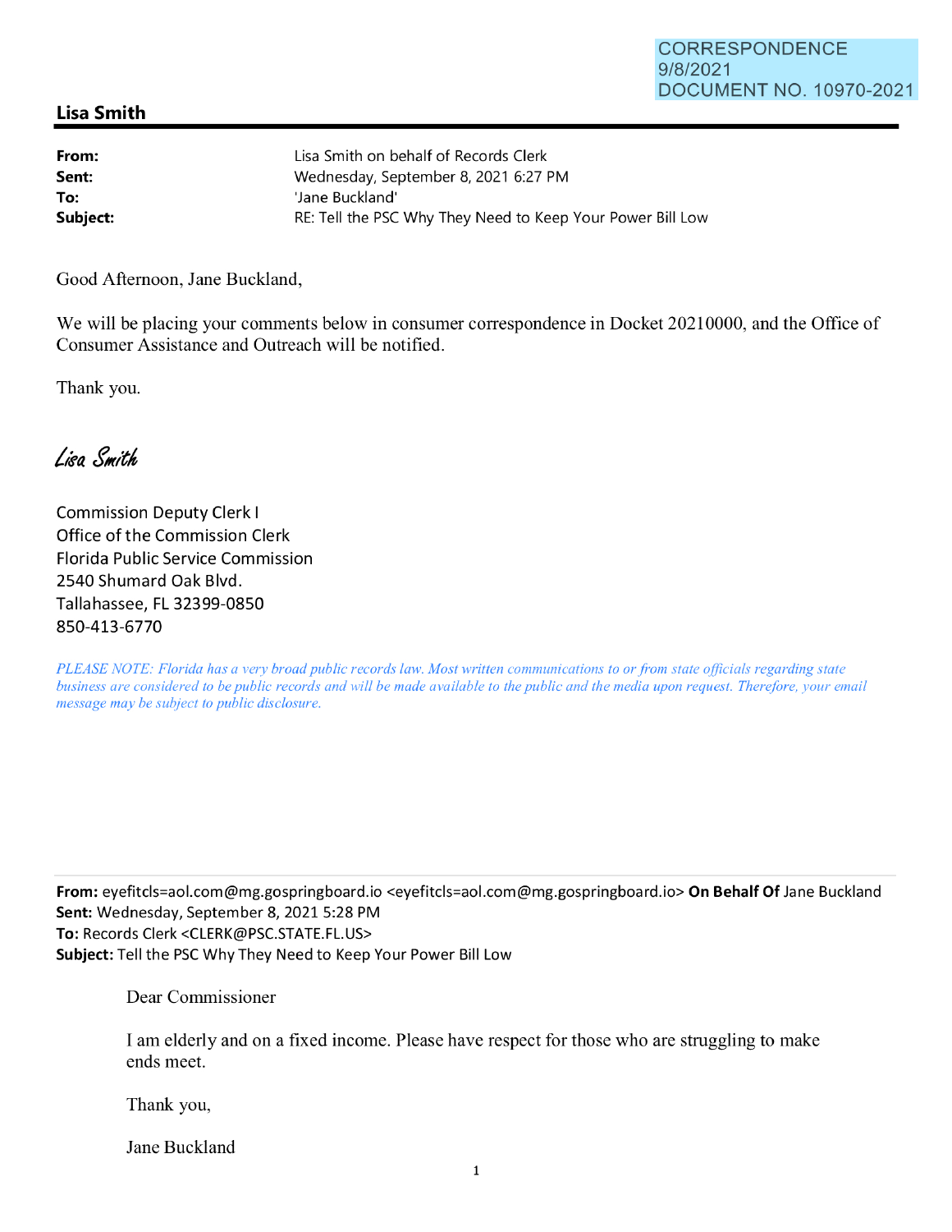CORRESPONDENCE
9/8/2021
DOCUMENT NO. 10970-2021

## Lisa Smith

**From:** Lisa Smith on behalf of Records Clerk
**Sent:** Wednesday, September 8, 2021 6:27 PM
**To:** 'Jane Buckland'
**Subject:** RE: Tell the PSC Why They Need to Keep Your Power Bill Low

Good Afternoon, Jane Buckland,

We will be placing your comments below in consumer correspondence in Docket 20210000, and the Office of Consumer Assistance and Outreach will be notified.

Thank you.

*Lisa Smith*

Commission Deputy Clerk I
Office of the Commission Clerk
Florida Public Service Commission
2540 Shumard Oak Blvd.
Tallahassee, FL 32399-0850
850-413-6770

*PLEASE NOTE: Florida has a very broad public records law. Most written communications to or from state officials regarding state business are considered to be public records and will be made available to the public and the media upon request. Therefore, your email message may be subject to public disclosure.*

---

**From:** eyefitcls=aol.com@mg.gospringboard.io <eyefitcls=aol.com@mg.gospringboard.io> **On Behalf Of** Jane Buckland
**Sent:** Wednesday, September 8, 2021 5:28 PM
**To:** Records Clerk <CLERK@PSC.STATE.FL.US>
**Subject:** Tell the PSC Why They Need to Keep Your Power Bill Low

Dear Commissioner

I am elderly and on a fixed income. Please have respect for those who are struggling to make ends meet.

Thank you,

Jane Buckland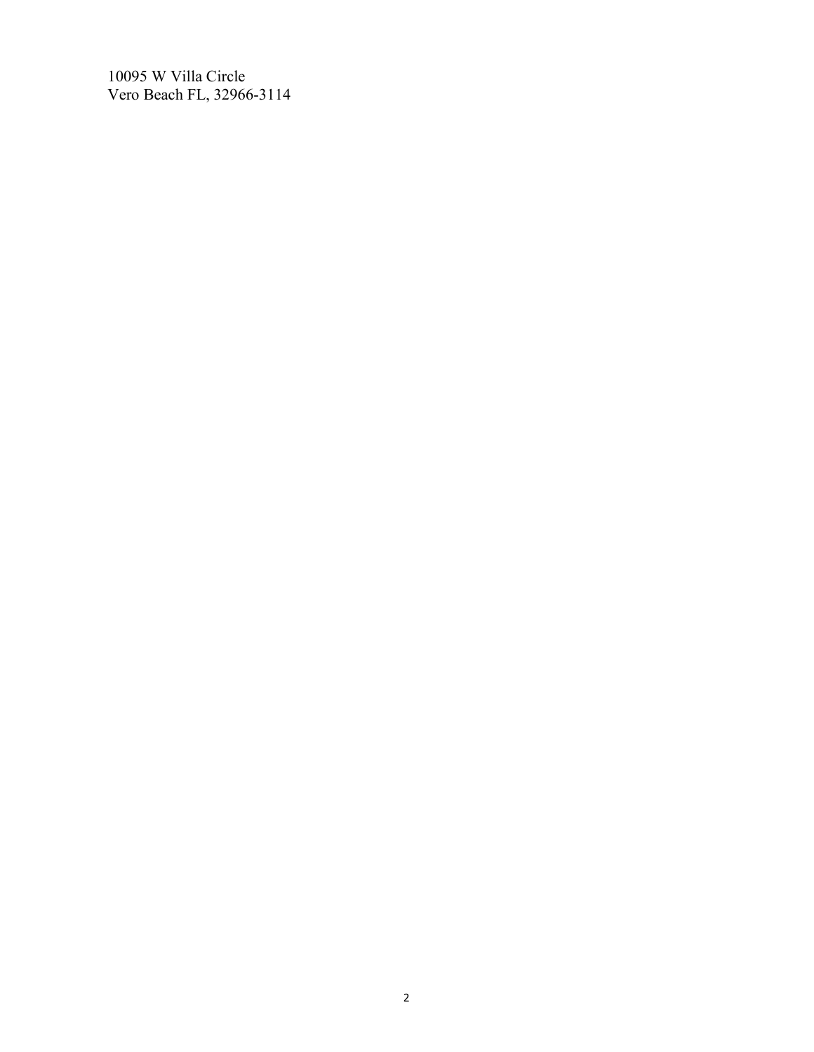10095 W Villa Circle
Vero Beach FL, 32966-3114